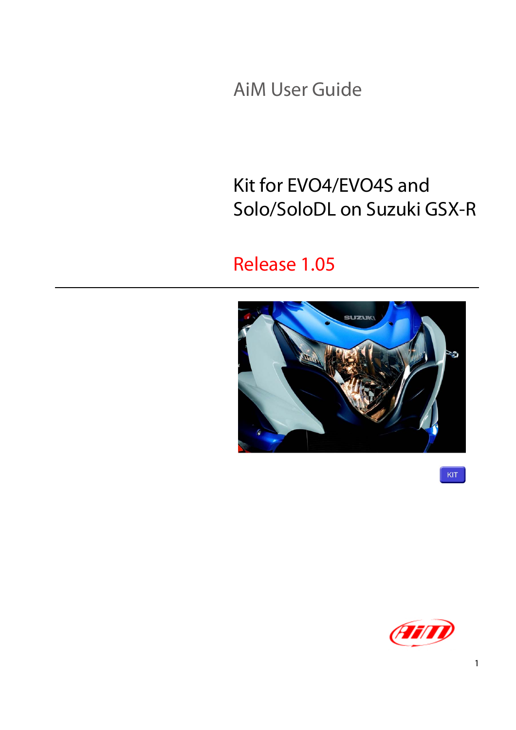AiM User Guide

# Kit for EVO4/EVO4S and Solo/SoloDL on Suzuki GSX-R

## Release 1.05

KIT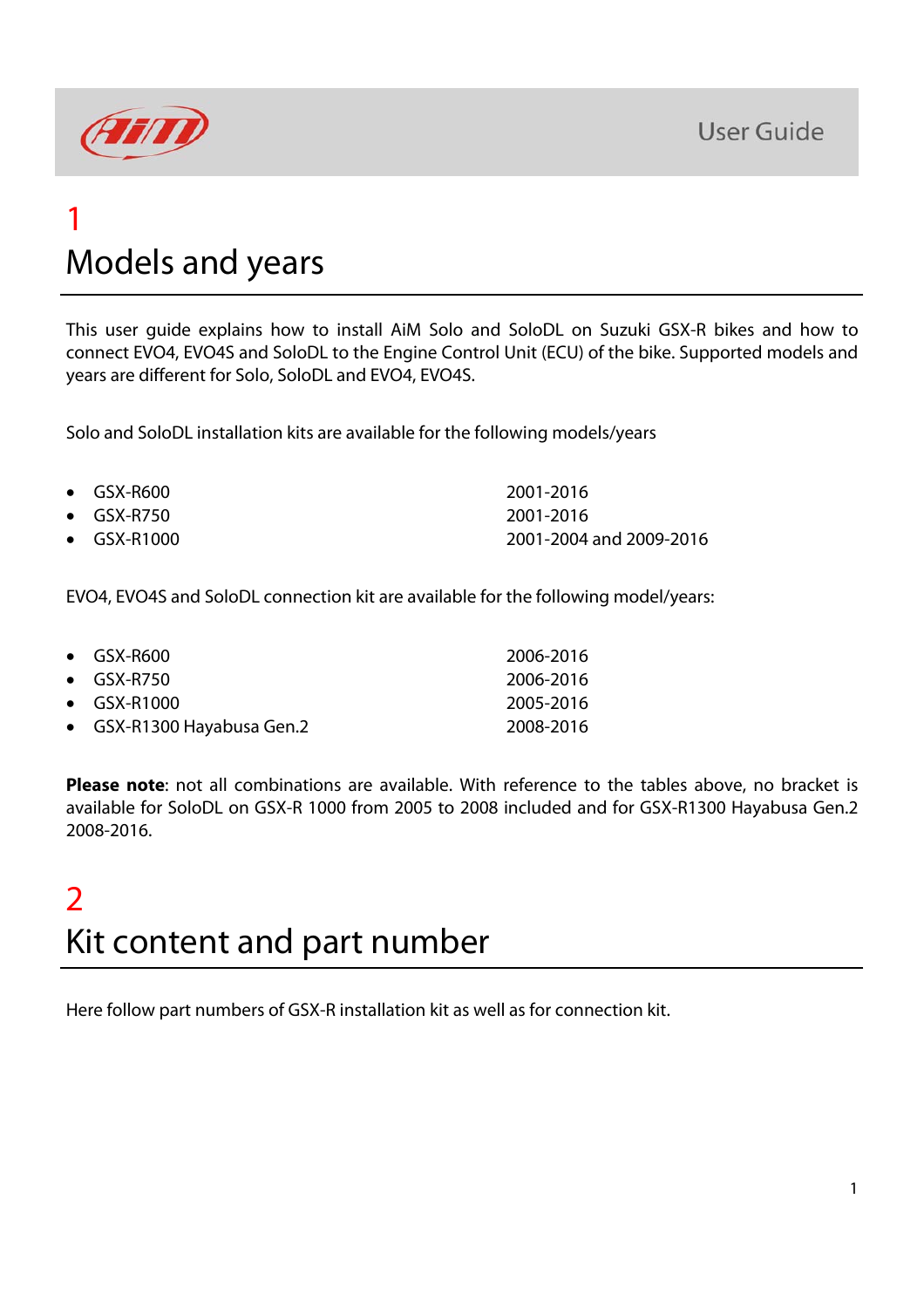# 1
# Models and years

This user guide explains how to install AiM Solo and SoloDL on Suzuki GSX-R bikes and how to connect EVO4, EVO4S and SoloDL to the Engine Control Unit (ECU) of the bike. Supported models and years are different for Solo, SoloDL and EVO4, EVO4S.

Solo and SoloDL installation kits are available for the following models/years

| Model | Years |
|---|---|
| GSX-R600 | 2001-2016 |
| GSX-R750 | 2001-2016 |
| GSX-R1000 | 2001-2004 and 2009-2016 |

EVO4, EVO4S and SoloDL connection kit are available for the following model/years:

| Model | Years |
|---|---|
| GSX-R600 | 2006-2016 |
| GSX-R750 | 2006-2016 |
| GSX-R1000 | 2005-2016 |
| GSX-R1300 Hayabusa Gen.2 | 2008-2016 |

**Please note**: not all combinations are available. With reference to the tables above, no bracket is available for SoloDL on GSX-R 1000 from 2005 to 2008 included and for GSX-R1300 Hayabusa Gen.2 2008-2016.

# 2
# Kit content and part number

Here follow part numbers of GSX-R installation kit as well as for connection kit.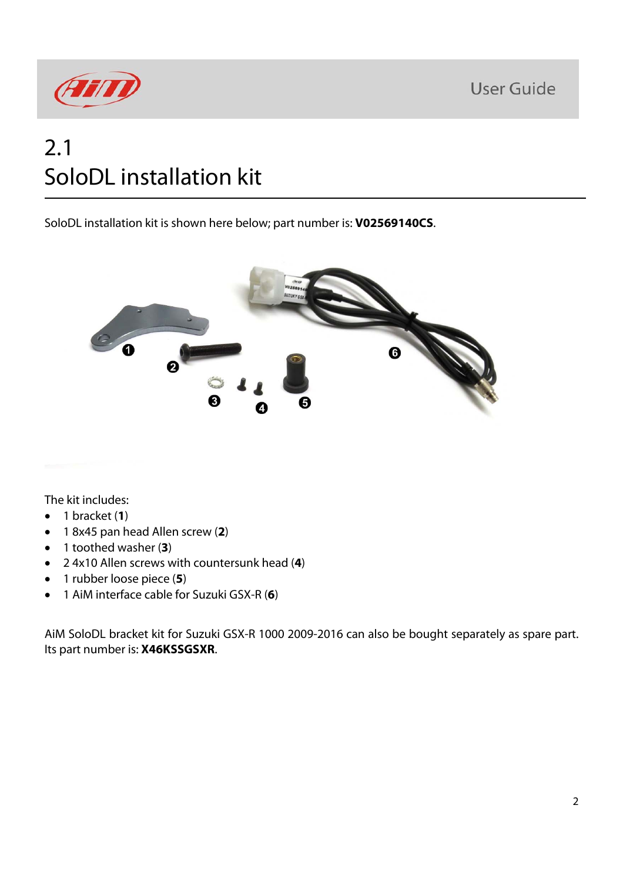# 2.1 SoloDL installation kit

SoloDL installation kit is shown here below; part number is: **V02569140CS**.

The kit includes:

- 1 bracket (**1**)
- 1 8x45 pan head Allen screw (**2**)
- 1 toothed washer (**3**)
- 2 4x10 Allen screws with countersunk head (**4**)
- 1 rubber loose piece (**5**)
- 1 AiM interface cable for Suzuki GSX-R (**6**)

AiM SoloDL bracket kit for Suzuki GSX-R 1000 2009-2016 can also be bought separately as spare part. Its part number is: **X46KSSGSXR**.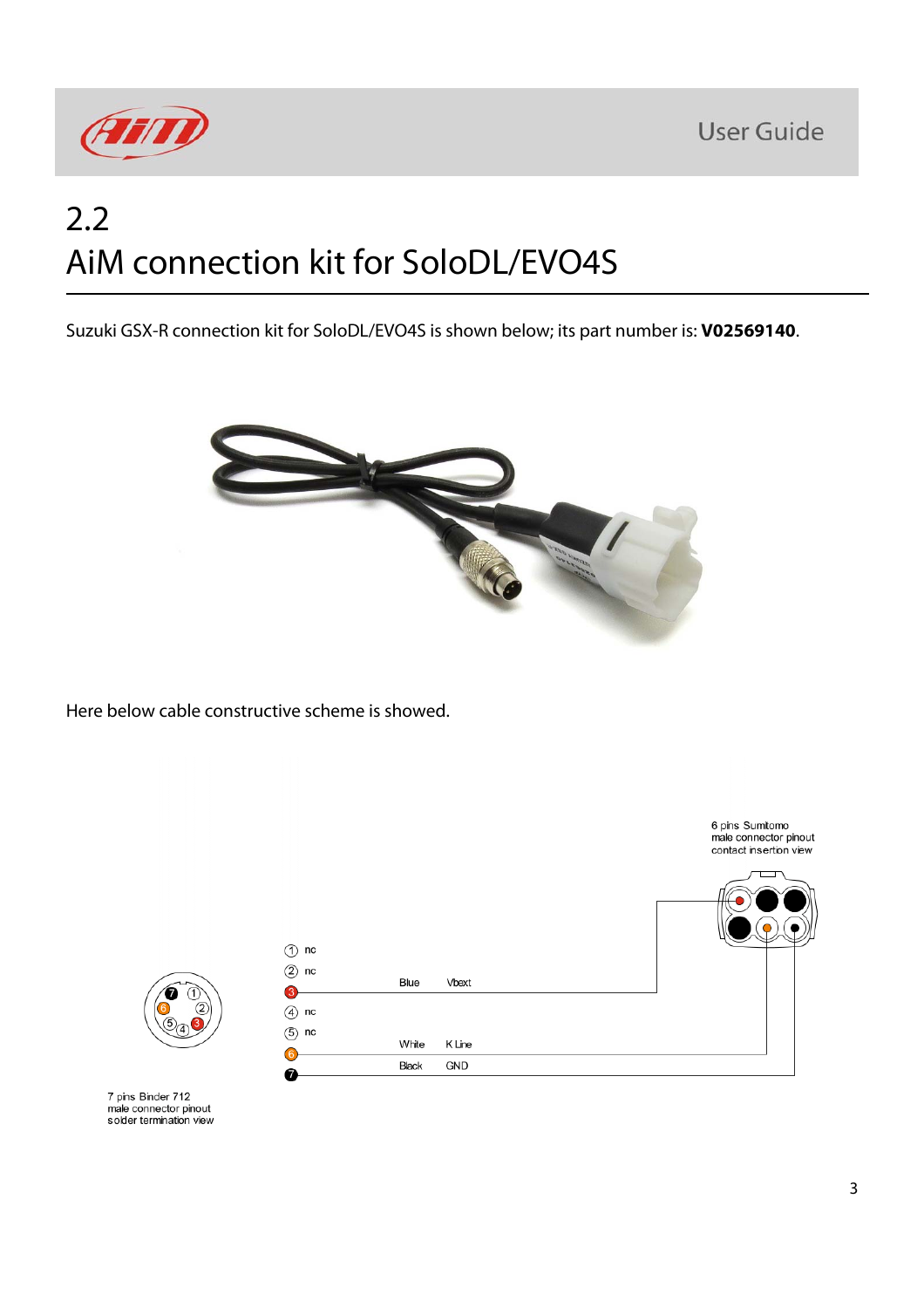# 2.2 AiM connection kit for SoloDL/EVO4S

Suzuki GSX-R connection kit for SoloDL/EVO4S is shown below; its part number is: **V02569140**.

Here below cable constructive scheme is showed.

6 pins Sumitomo
male connector pinout
contact insertion view

| Pin | Cable colour | Function |
|---|---|---|
| 1 | | nc |
| 2 | | nc |
| 3 | Blue | Vbext |
| 4 | | nc |
| 5 | | nc |
| 6 | White | K Line |
| 7 | Black | GND |

7 pins Binder 712
male connector pinout
solder termination view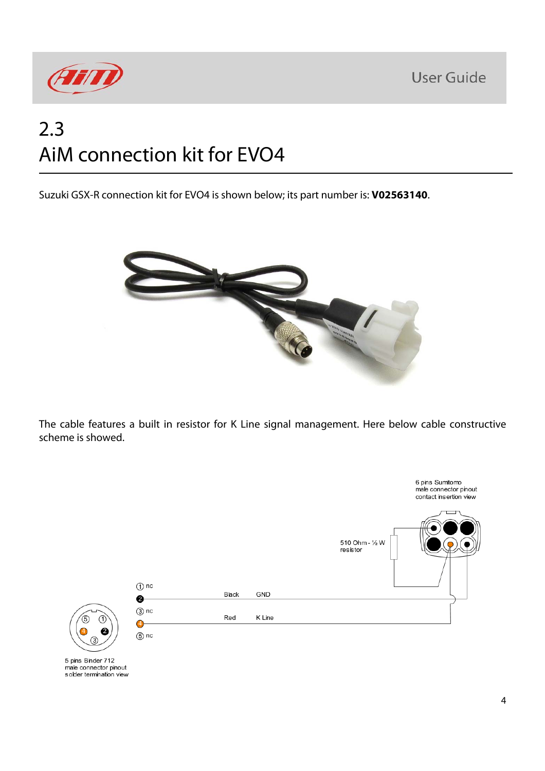# 2.3
# AiM connection kit for EVO4

Suzuki GSX-R connection kit for EVO4 is shown below; its part number is: **V02563140**.

The cable features a built in resistor for K Line signal management. Here below cable constructive scheme is showed.

6 pins Sumitomo male connector pinout contact insertion view

510 Ohm - ½ W resistor

| Pin | Colour | Function |
| --- | --- | --- |
| 1 | | nc |
| 2 | Black | GND |
| 3 | | nc |
| 4 | Red | K Line |
| 5 | | nc |

5 pins Binder 712 male connector pinout solder termination view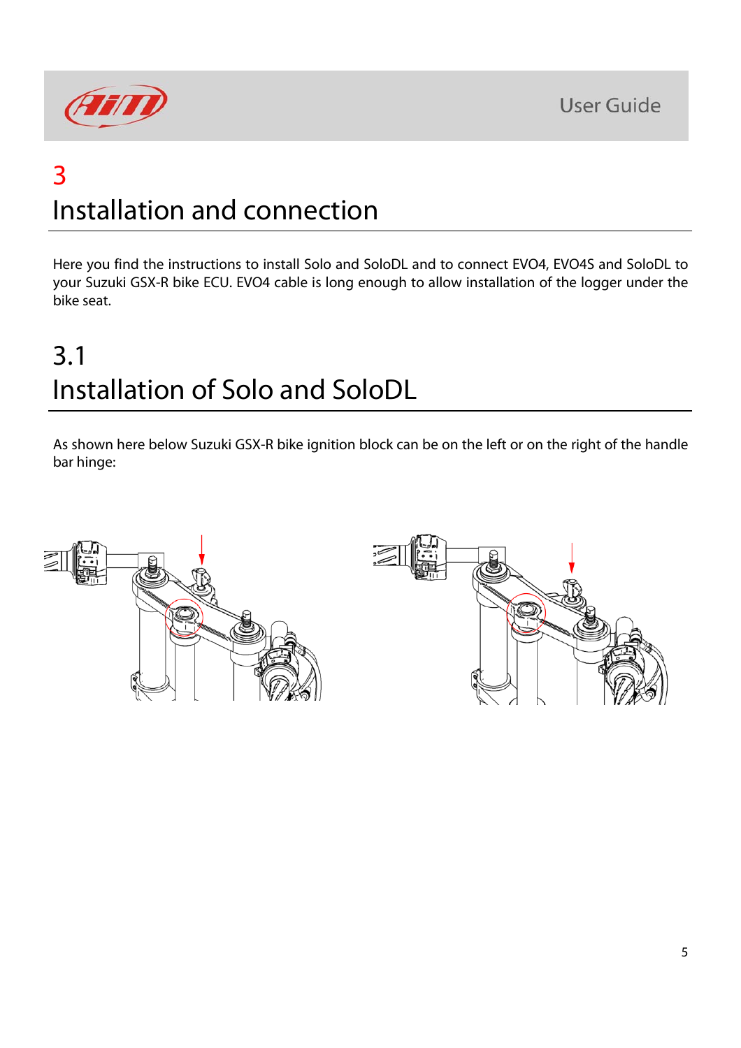# 3 Installation and connection

Here you find the instructions to install Solo and SoloDL and to connect EVO4, EVO4S and SoloDL to your Suzuki GSX-R bike ECU. EVO4 cable is long enough to allow installation of the logger under the bike seat.

## 3.1 Installation of Solo and SoloDL

As shown here below Suzuki GSX-R bike ignition block can be on the left or on the right of the handle bar hinge: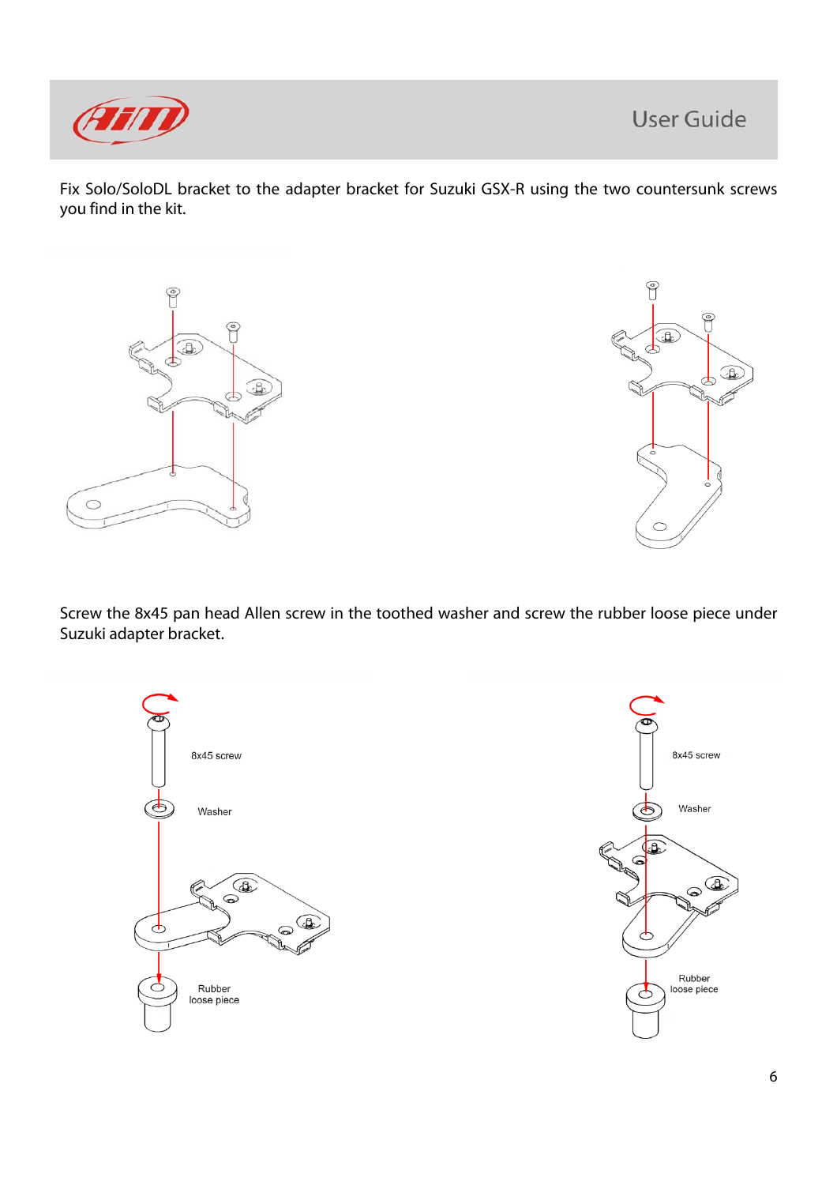Fix Solo/SoloDL bracket to the adapter bracket for Suzuki GSX-R using the two countersunk screws you find in the kit.

Screw the 8x45 pan head Allen screw in the toothed washer and screw the rubber loose piece under Suzuki adapter bracket.

8x45 screw

Washer

Rubber loose piece

8x45 screw

Washer

Rubber loose piece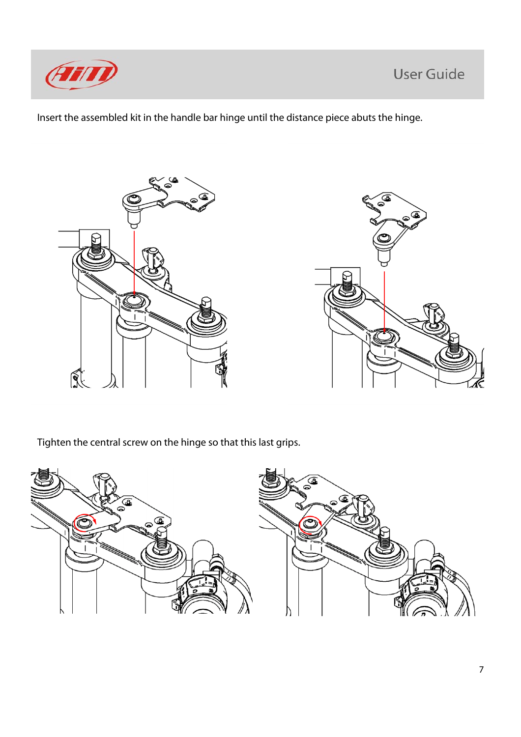Insert the assembled kit in the handle bar hinge until the distance piece abuts the hinge.

Tighten the central screw on the hinge so that this last grips.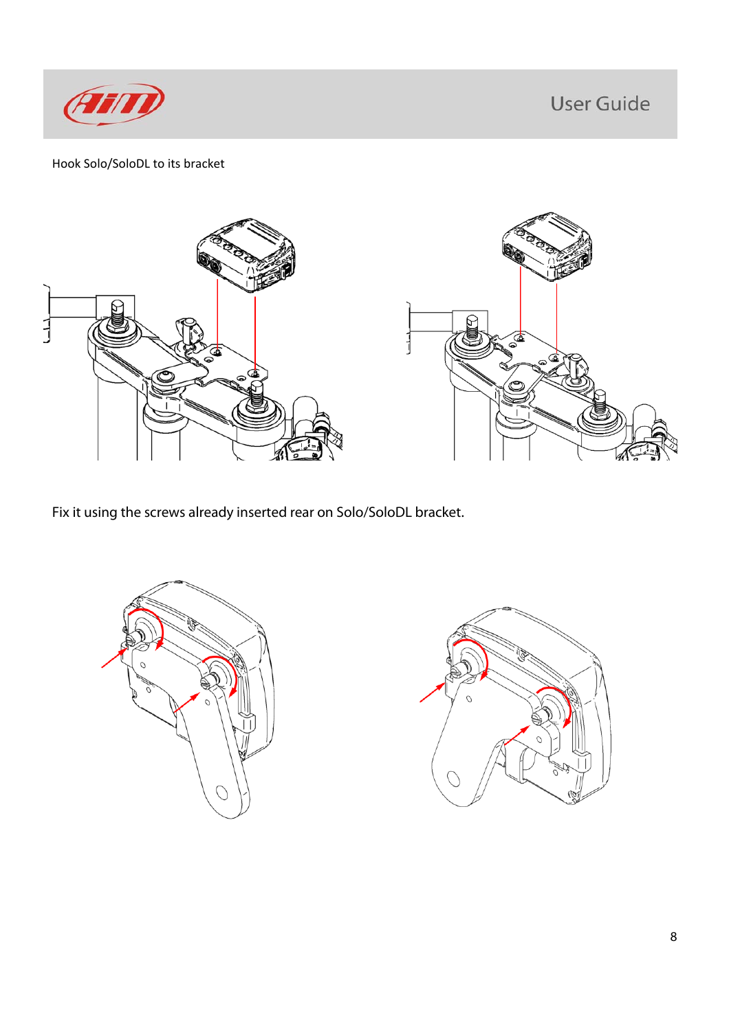Hook Solo/SoloDL to its bracket

Fix it using the screws already inserted rear on Solo/SoloDL bracket.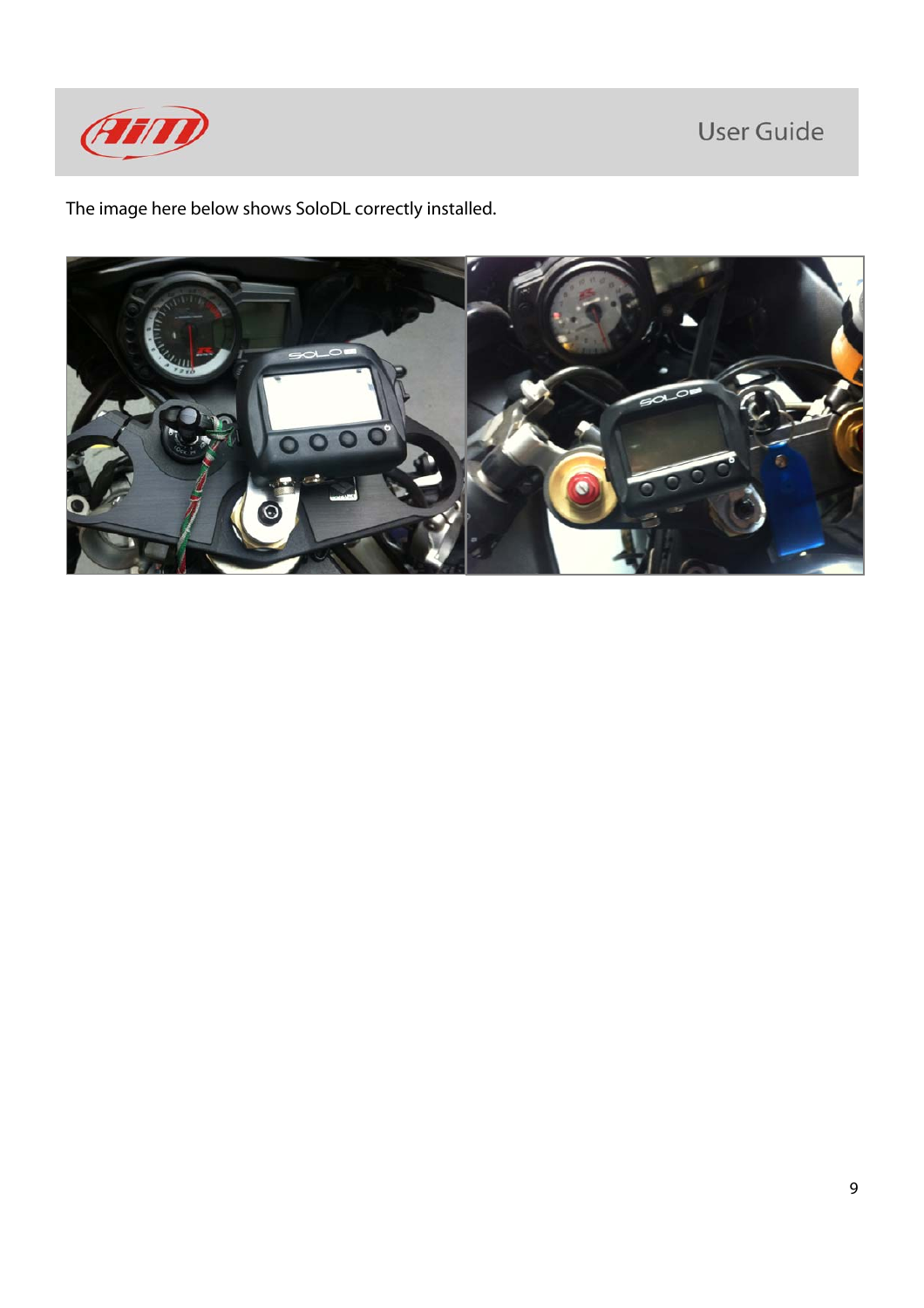The image here below shows SoloDL correctly installed.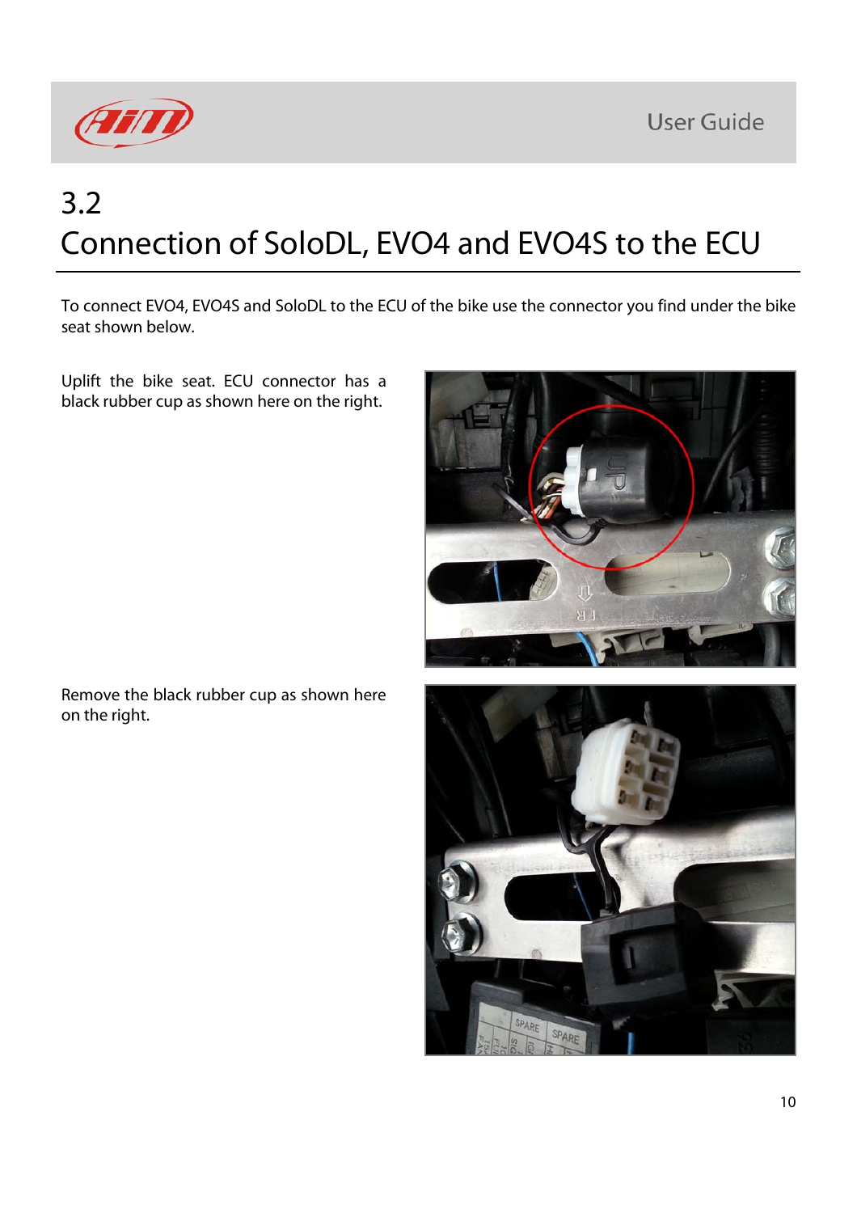# 3.2 Connection of SoloDL, EVO4 and EVO4S to the ECU

To connect EVO4, EVO4S and SoloDL to the ECU of the bike use the connector you find under the bike seat shown below.

Uplift the bike seat. ECU connector has a black rubber cup as shown here on the right.

Remove the black rubber cup as shown here on the right.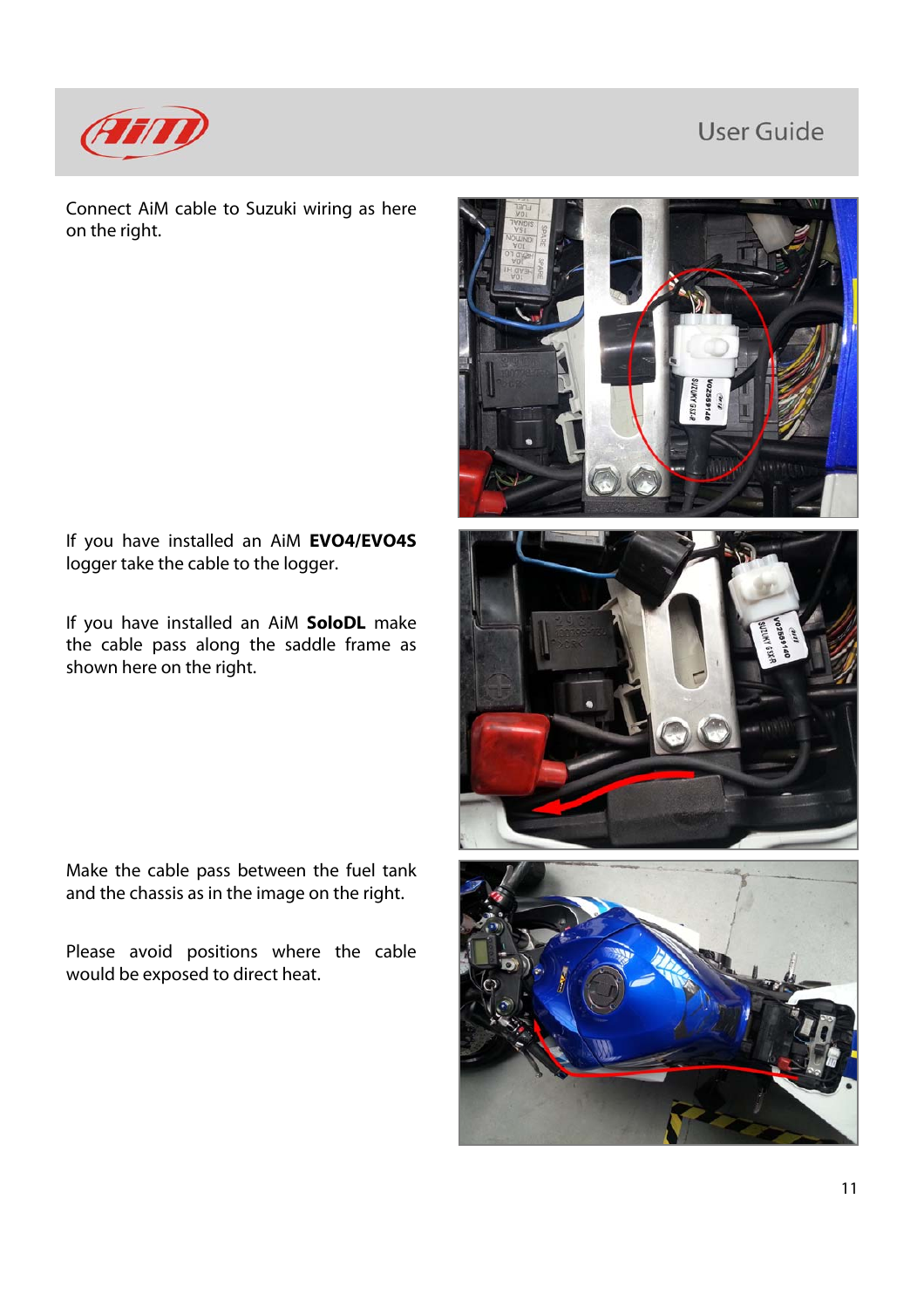Connect AiM cable to Suzuki wiring as here on the right.

If you have installed an AiM **EVO4/EVO4S** logger take the cable to the logger.

If you have installed an AiM **SoloDL** make the cable pass along the saddle frame as shown here on the right.

Make the cable pass between the fuel tank and the chassis as in the image on the right.

Please avoid positions where the cable would be exposed to direct heat.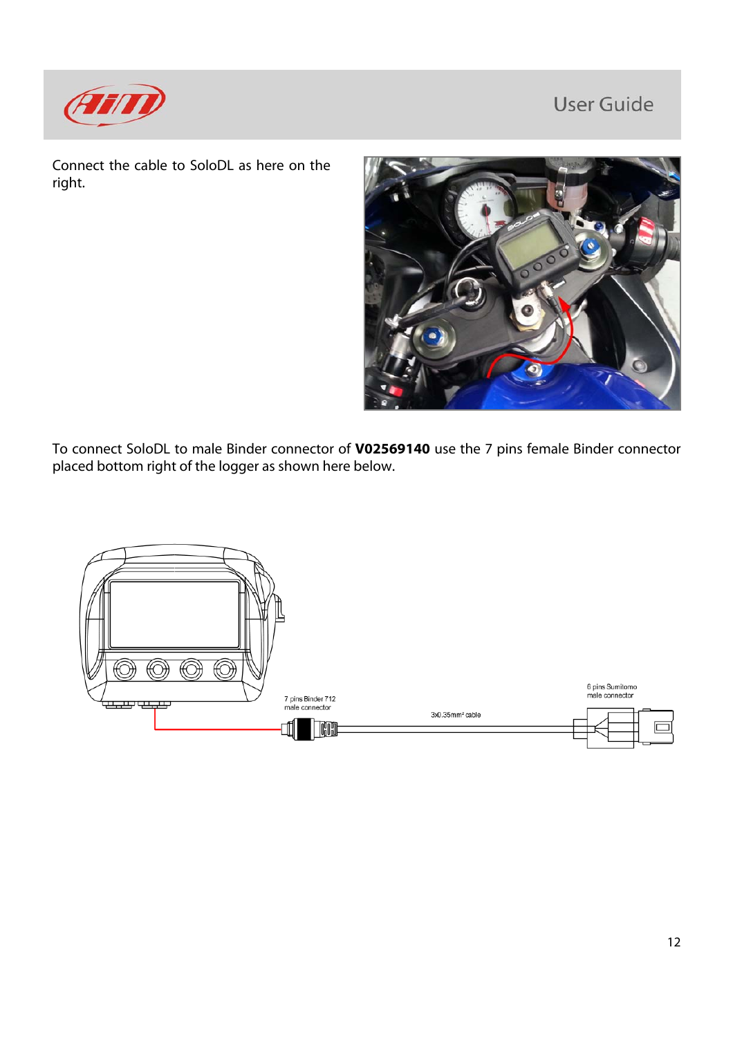Connect the cable to SoloDL as here on the right.

To connect SoloDL to male Binder connector of **V02569140** use the 7 pins female Binder connector placed bottom right of the logger as shown here below.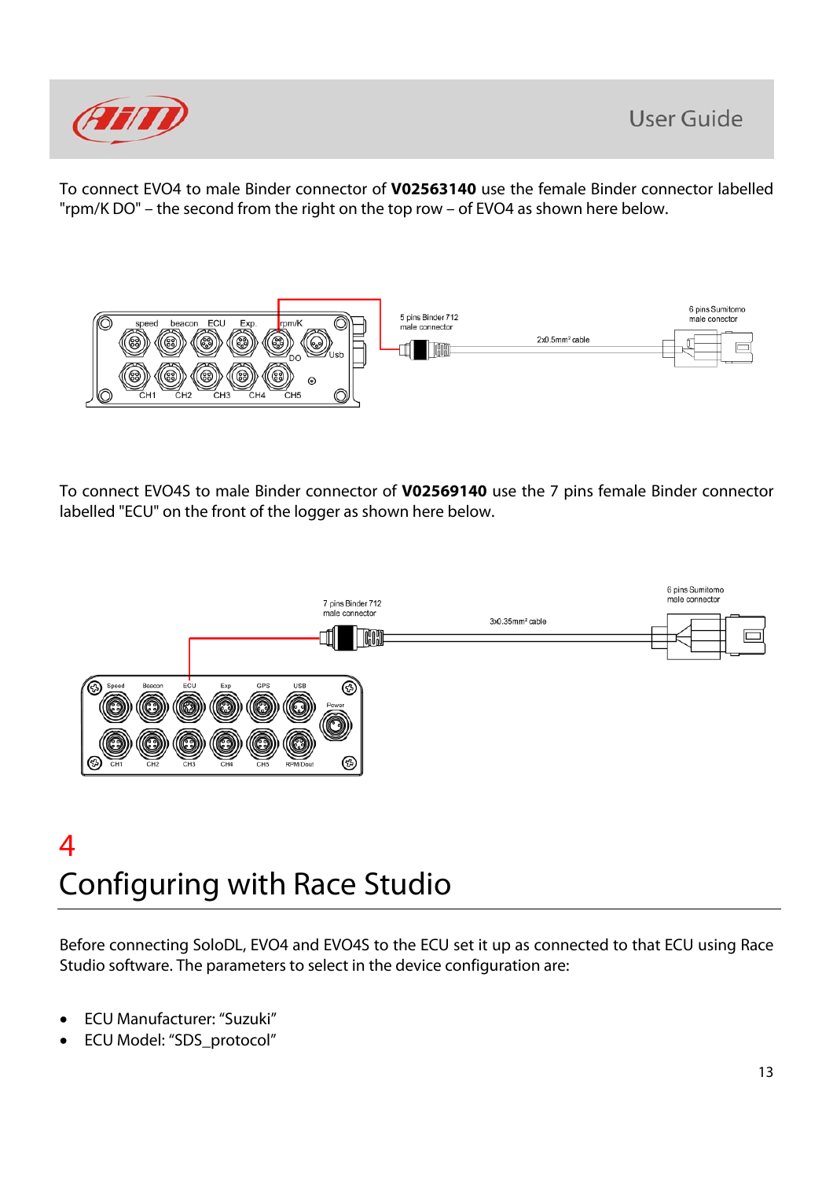To connect EVO4 to male Binder connector of **V02563140** use the female Binder connector labelled "rpm/K DO" – the second from the right on the top row – of EVO4 as shown here below.

To connect EVO4S to male Binder connector of **V02569140** use the 7 pins female Binder connector labelled "ECU" on the front of the logger as shown here below.

# 4 Configuring with Race Studio

Before connecting SoloDL, EVO4 and EVO4S to the ECU set it up as connected to that ECU using Race Studio software. The parameters to select in the device configuration are:

- ECU Manufacturer: "Suzuki"
- ECU Model: "SDS_protocol"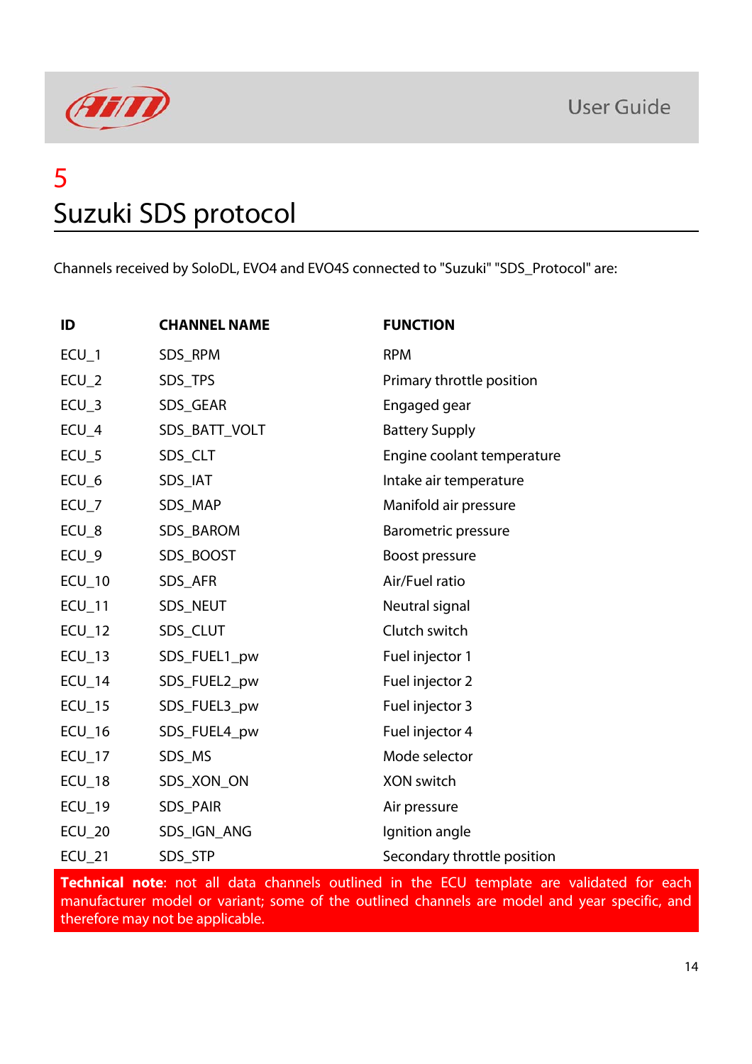# 5

# Suzuki SDS protocol

Channels received by SoloDL, EVO4 and EVO4S connected to "Suzuki" "SDS_Protocol" are:

| ID | CHANNEL NAME | FUNCTION |
|---|---|---|
| ECU_1 | SDS_RPM | RPM |
| ECU_2 | SDS_TPS | Primary throttle position |
| ECU_3 | SDS_GEAR | Engaged gear |
| ECU_4 | SDS_BATT_VOLT | Battery Supply |
| ECU_5 | SDS_CLT | Engine coolant temperature |
| ECU_6 | SDS_IAT | Intake air temperature |
| ECU_7 | SDS_MAP | Manifold air pressure |
| ECU_8 | SDS_BAROM | Barometric pressure |
| ECU_9 | SDS_BOOST | Boost pressure |
| ECU_10 | SDS_AFR | Air/Fuel ratio |
| ECU_11 | SDS_NEUT | Neutral signal |
| ECU_12 | SDS_CLUT | Clutch switch |
| ECU_13 | SDS_FUEL1_pw | Fuel injector 1 |
| ECU_14 | SDS_FUEL2_pw | Fuel injector 2 |
| ECU_15 | SDS_FUEL3_pw | Fuel injector 3 |
| ECU_16 | SDS_FUEL4_pw | Fuel injector 4 |
| ECU_17 | SDS_MS | Mode selector |
| ECU_18 | SDS_XON_ON | XON switch |
| ECU_19 | SDS_PAIR | Air pressure |
| ECU_20 | SDS_IGN_ANG | Ignition angle |
| ECU_21 | SDS_STP | Secondary throttle position |

**Technical note**: not all data channels outlined in the ECU template are validated for each manufacturer model or variant; some of the outlined channels are model and year specific, and therefore may not be applicable.